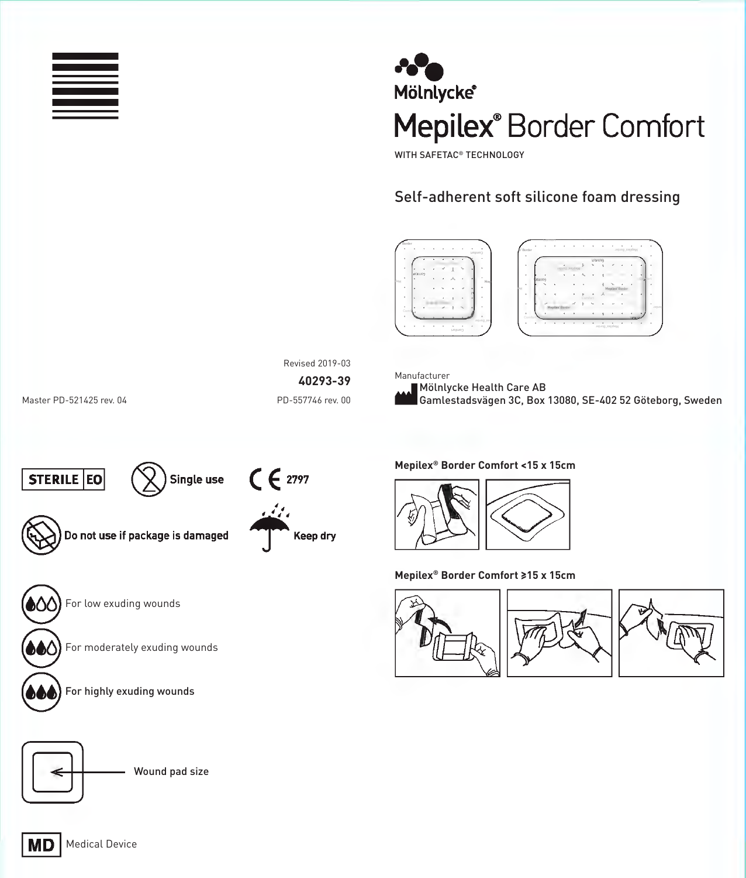Mölnlycke®

# Mepilex® Border Comfort

WITH SAFETAC® TECHNOLOGY

## Self-adherent soft silicone foam dressing

Revised 2019-03

**40293-39**

Master PD-521425 rev. 04

PD-557746 rev. 00

Manufacturer
Mölnlycke Health Care AB
Gamlestadsvägen 3C, Box 13080, SE-402 52 Göteborg, Sweden

STERILE EO

Single use

CE 2797

Do not use if package is damaged

Keep dry

For low exuding wounds

For moderately exuding wounds

For highly exuding wounds

Wound pad size

MD Medical Device

**Mepilex® Border Comfort <15 x 15cm**

**Mepilex® Border Comfort ≥15 x 15cm**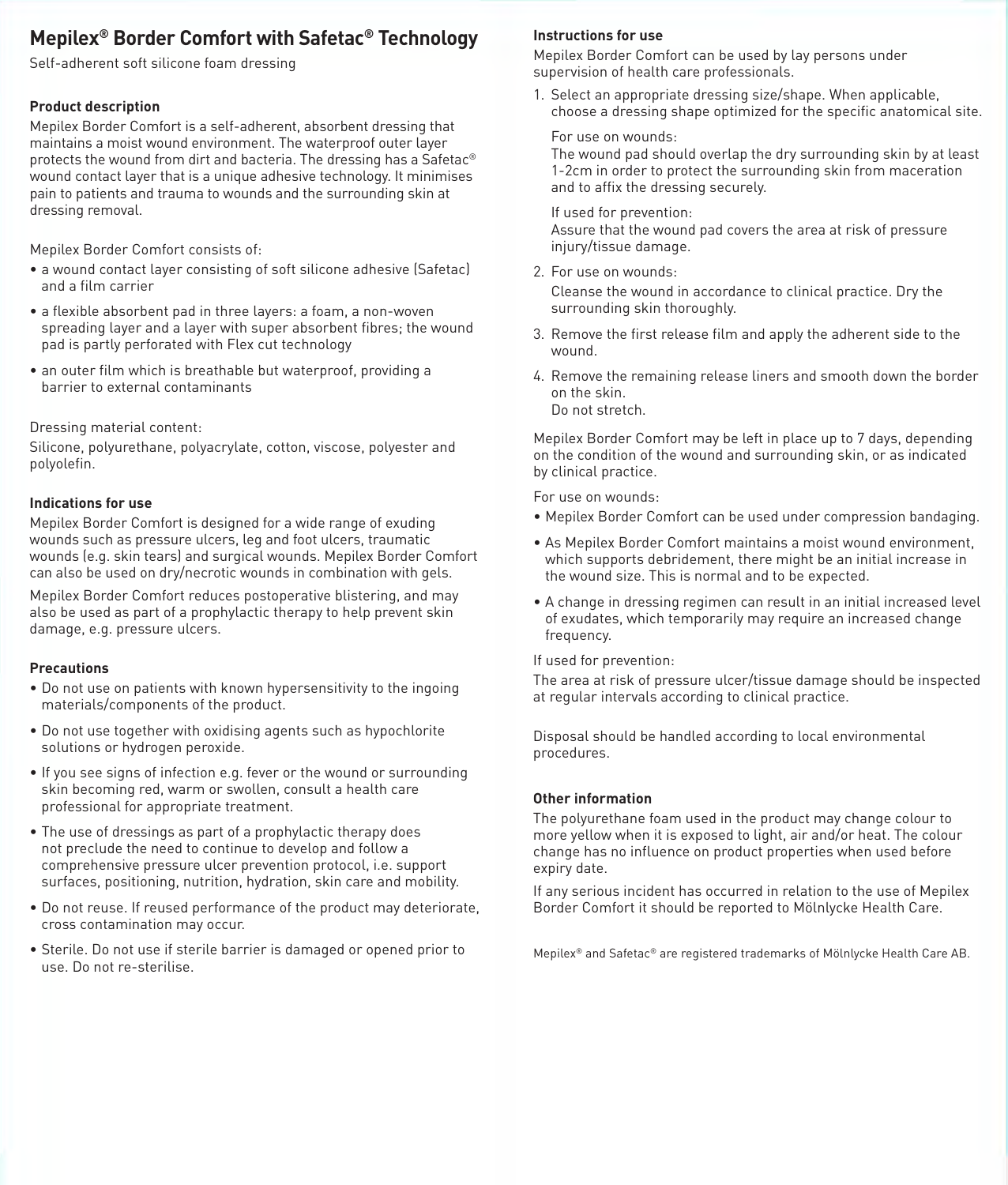# Mepilex® Border Comfort with Safetac® Technology

Self-adherent soft silicone foam dressing

### Product description

Mepilex Border Comfort is a self-adherent, absorbent dressing that maintains a moist wound environment. The waterproof outer layer protects the wound from dirt and bacteria. The dressing has a Safetac® wound contact layer that is a unique adhesive technology. It minimises pain to patients and trauma to wounds and the surrounding skin at dressing removal.

Mepilex Border Comfort consists of:

- a wound contact layer consisting of soft silicone adhesive (Safetac) and a film carrier
- a flexible absorbent pad in three layers: a foam, a non-woven spreading layer and a layer with super absorbent fibres; the wound pad is partly perforated with Flex cut technology
- an outer film which is breathable but waterproof, providing a barrier to external contaminants

Dressing material content:

Silicone, polyurethane, polyacrylate, cotton, viscose, polyester and polyolefin.

### Indications for use

Mepilex Border Comfort is designed for a wide range of exuding wounds such as pressure ulcers, leg and foot ulcers, traumatic wounds (e.g. skin tears) and surgical wounds. Mepilex Border Comfort can also be used on dry/necrotic wounds in combination with gels.

Mepilex Border Comfort reduces postoperative blistering, and may also be used as part of a prophylactic therapy to help prevent skin damage, e.g. pressure ulcers.

### Precautions

- Do not use on patients with known hypersensitivity to the ingoing materials/components of the product.
- Do not use together with oxidising agents such as hypochlorite solutions or hydrogen peroxide.
- If you see signs of infection e.g. fever or the wound or surrounding skin becoming red, warm or swollen, consult a health care professional for appropriate treatment.
- The use of dressings as part of a prophylactic therapy does not preclude the need to continue to develop and follow a comprehensive pressure ulcer prevention protocol, i.e. support surfaces, positioning, nutrition, hydration, skin care and mobility.
- Do not reuse. If reused performance of the product may deteriorate, cross contamination may occur.
- Sterile. Do not use if sterile barrier is damaged or opened prior to use. Do not re-sterilise.

### Instructions for use

Mepilex Border Comfort can be used by lay persons under supervision of health care professionals.

1. Select an appropriate dressing size/shape. When applicable, choose a dressing shape optimized for the specific anatomical site.

   For use on wounds:
   The wound pad should overlap the dry surrounding skin by at least 1-2cm in order to protect the surrounding skin from maceration and to affix the dressing securely.

   If used for prevention:
   Assure that the wound pad covers the area at risk of pressure injury/tissue damage.

2. For use on wounds:
   Cleanse the wound in accordance to clinical practice. Dry the surrounding skin thoroughly.
3. Remove the first release film and apply the adherent side to the wound.
4. Remove the remaining release liners and smooth down the border on the skin.
   Do not stretch.

Mepilex Border Comfort may be left in place up to 7 days, depending on the condition of the wound and surrounding skin, or as indicated by clinical practice.

For use on wounds:

- Mepilex Border Comfort can be used under compression bandaging.
- As Mepilex Border Comfort maintains a moist wound environment, which supports debridement, there might be an initial increase in the wound size. This is normal and to be expected.
- A change in dressing regimen can result in an initial increased level of exudates, which temporarily may require an increased change frequency.

If used for prevention:

The area at risk of pressure ulcer/tissue damage should be inspected at regular intervals according to clinical practice.

Disposal should be handled according to local environmental procedures.

### Other information

The polyurethane foam used in the product may change colour to more yellow when it is exposed to light, air and/or heat. The colour change has no influence on product properties when used before expiry date.

If any serious incident has occurred in relation to the use of Mepilex Border Comfort it should be reported to Mölnlycke Health Care.

Mepilex® and Safetac® are registered trademarks of Mölnlycke Health Care AB.